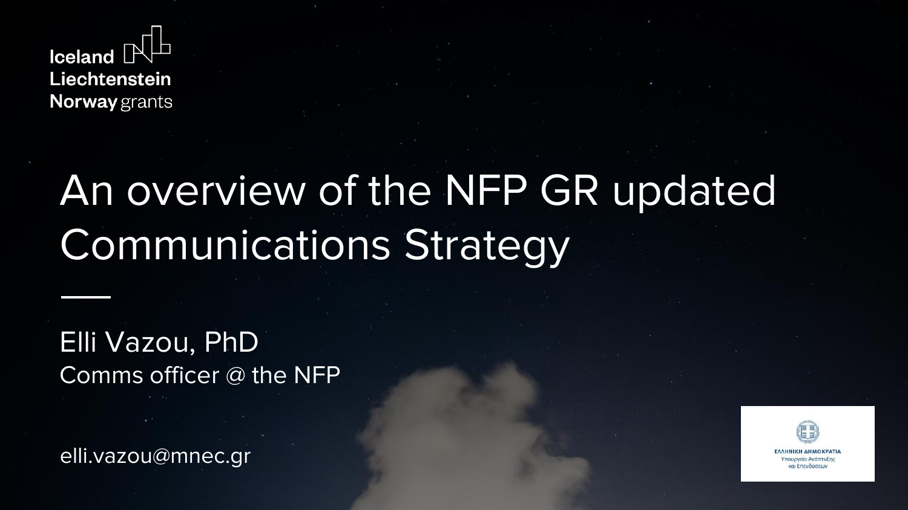Iceland
Liechtenstein
Norway grants

# An overview of the NFP GR updated Communications Strategy

Elli Vazou, PhD
Comms officer @ the NFP

elli.vazou@mnec.gr

ΕΛΛΗΝΙΚΗ ΔΗΜΟΚΡΑΤΙΑ
Υπουργείο Ανάπτυξης
και Επενδύσεων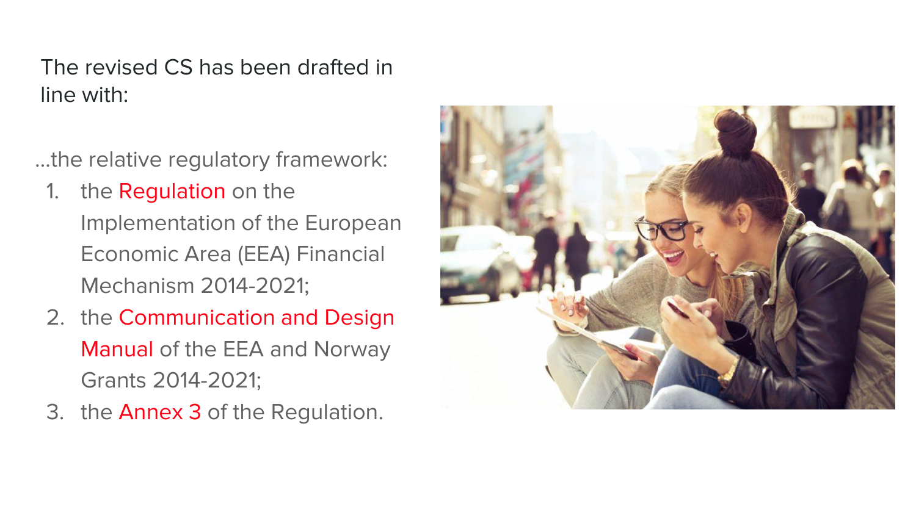The revised CS has been drafted in line with:

...the relative regulatory framework:

1. the Regulation on the Implementation of the European Economic Area (EEA) Financial Mechanism 2014-2021;
2. the Communication and Design Manual of the EEA and Norway Grants 2014-2021;
3. the Annex 3 of the Regulation.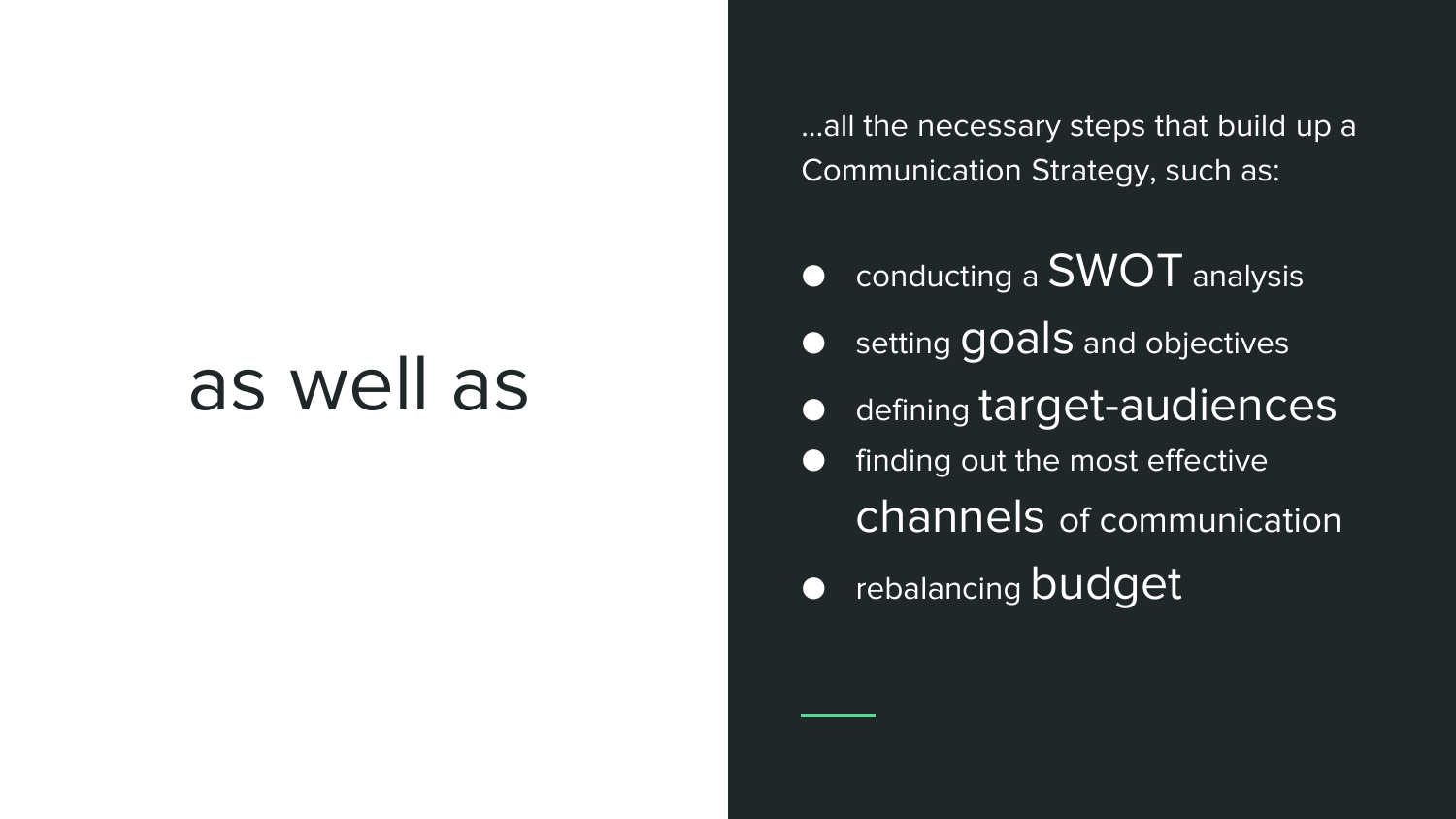# as well as

...all the necessary steps that build up a Communication Strategy, such as:

- conducting a SWOT analysis
- setting goals and objectives
- defining target-audiences
- finding out the most effective channels of communication
- rebalancing budget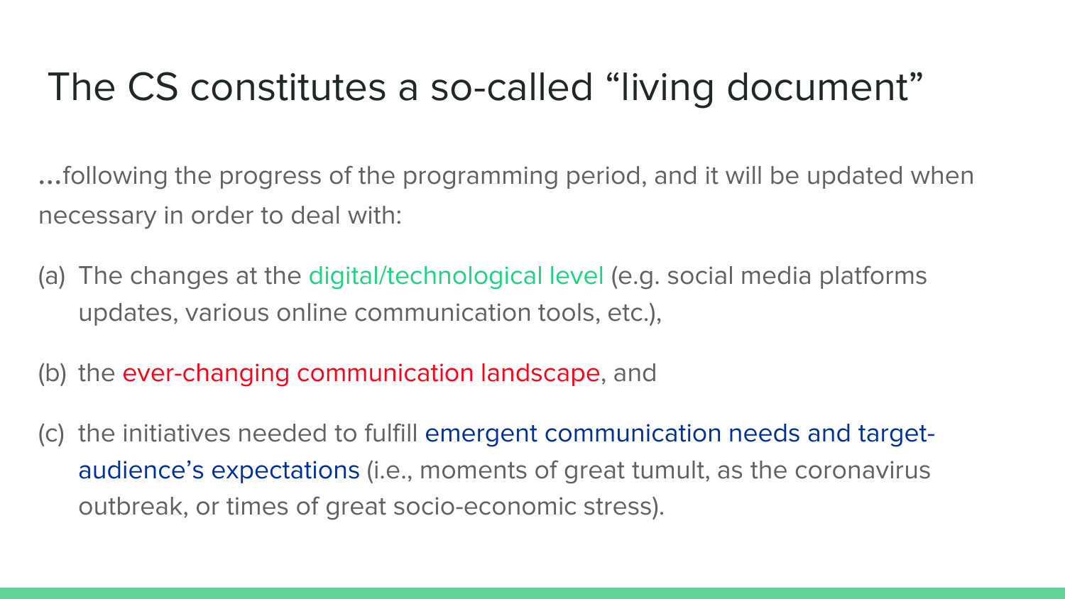# The CS constitutes a so-called “living document”

…following the progress of the programming period, and it will be updated when necessary in order to deal with:

(a) The changes at the digital/technological level (e.g. social media platforms updates, various online communication tools, etc.),

(b) the ever-changing communication landscape, and

(c) the initiatives needed to fulfill emergent communication needs and target-audience’s expectations (i.e., moments of great tumult, as the coronavirus outbreak, or times of great socio-economic stress).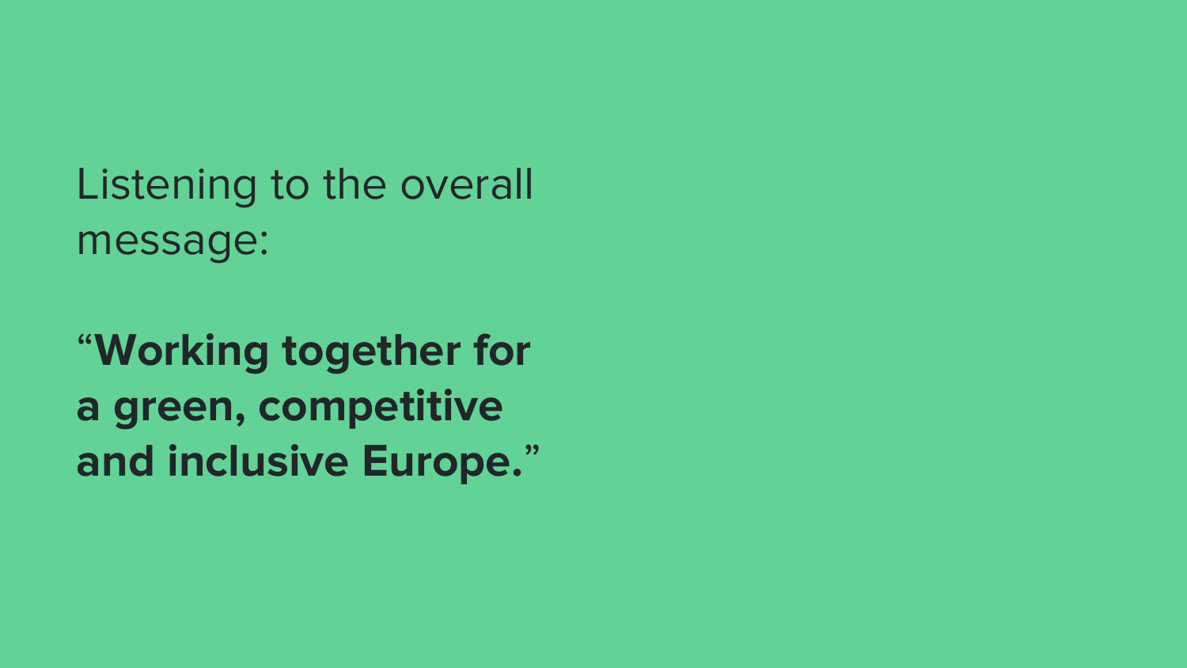Listening to the overall message:

“**Working together for a green, competitive and inclusive Europe.**”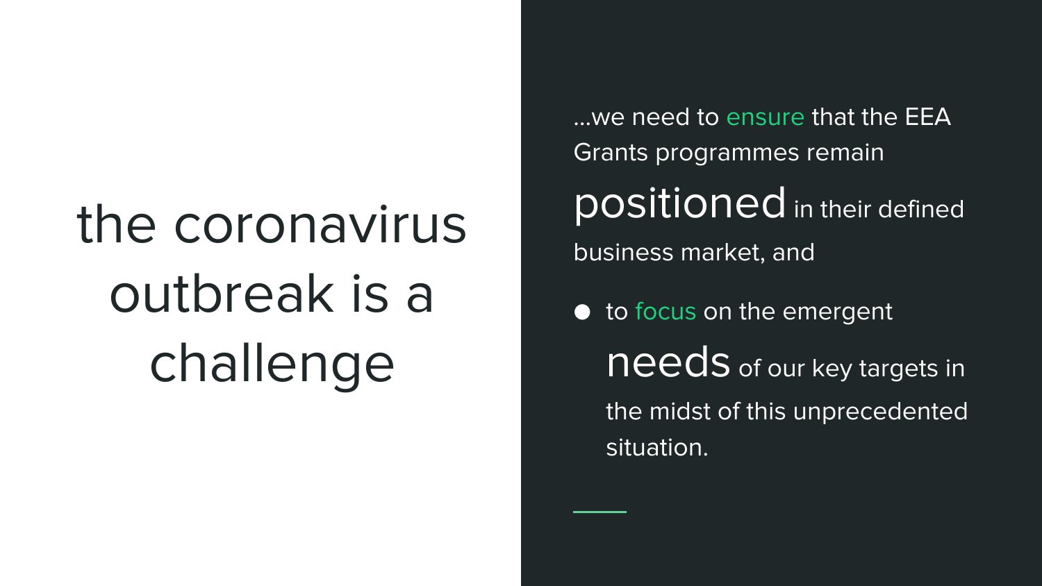# the coronavirus outbreak is a challenge

...we need to ensure that the EEA Grants programmes remain positioned in their defined business market, and

- to focus on the emergent needs of our key targets in the midst of this unprecedented situation.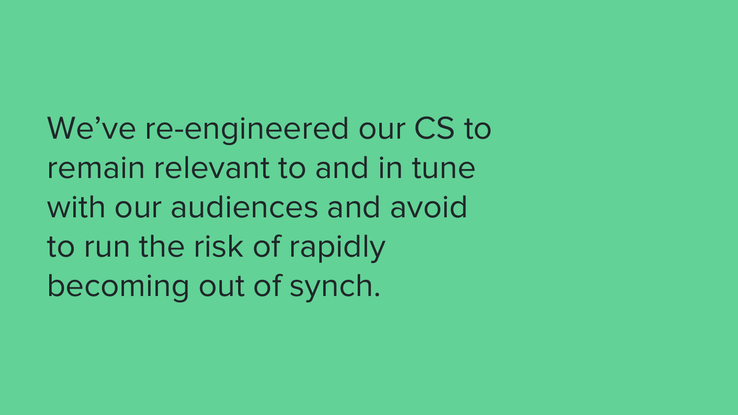We’ve re-engineered our CS to remain relevant to and in tune with our audiences and avoid to run the risk of rapidly becoming out of synch.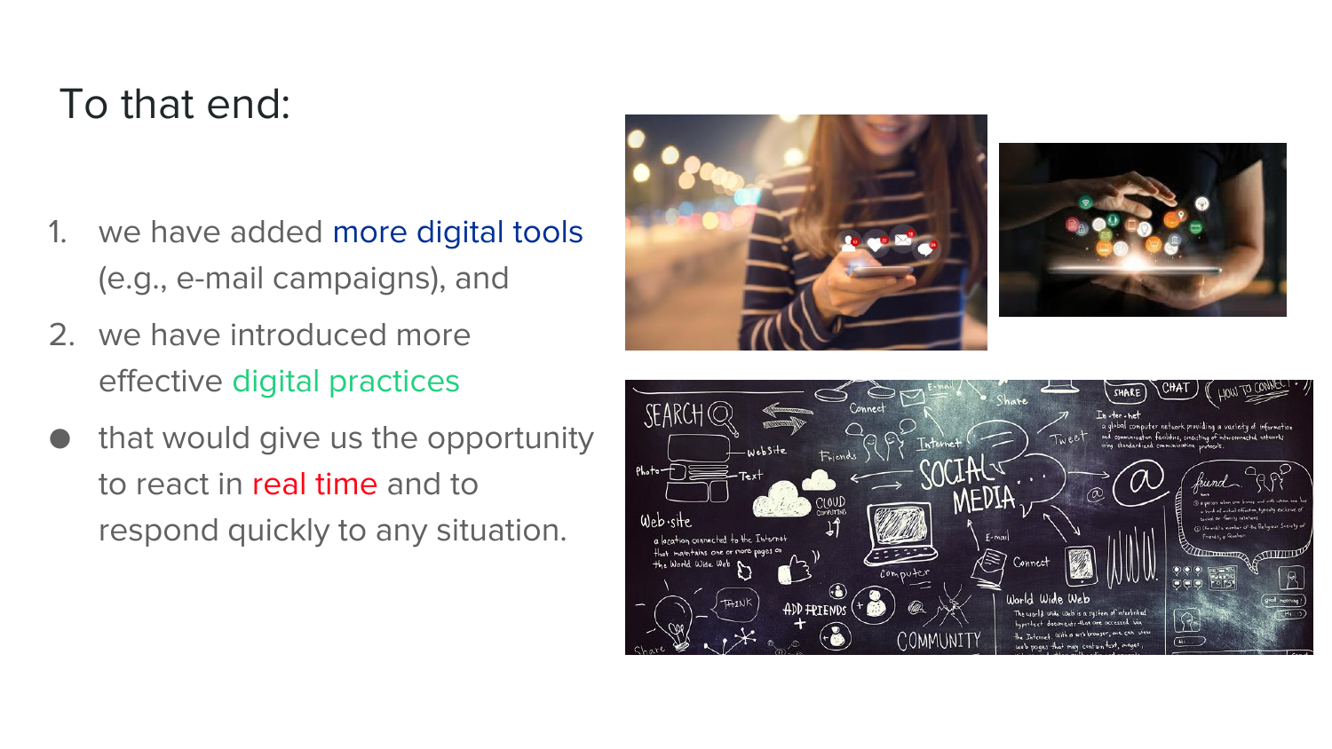# To that end:

1. we have added more digital tools (e.g., e-mail campaigns), and
2. we have introduced more effective digital practices

- that would give us the opportunity to react in real time and to respond quickly to any situation.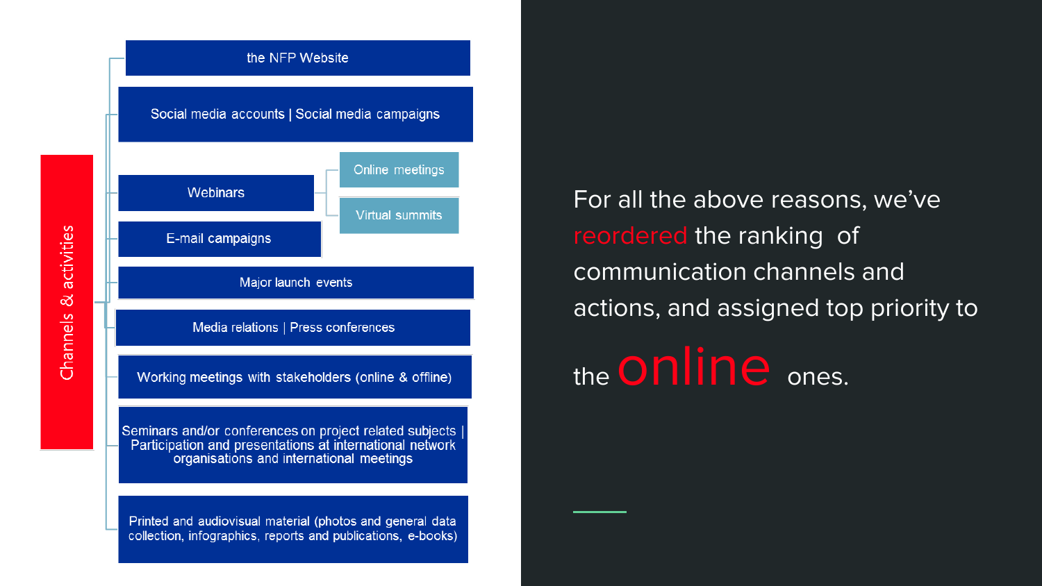## Channels & activities

- the NFP Website
- Social media accounts | Social media campaigns
- Webinars
  - Online meetings
  - Virtual summits
- E-mail campaigns
- Major launch events
- Media relations | Press conferences
- Working meetings with stakeholders (online & offline)
- Seminars and/or conferences on project related subjects | Participation and presentations at international network organisations and international meetings
- Printed and audiovisual material (photos and general data collection, infographics, reports and publications, e-books)

For all the above reasons, we've reordered the ranking of communication channels and actions, and assigned top priority to the **online** ones.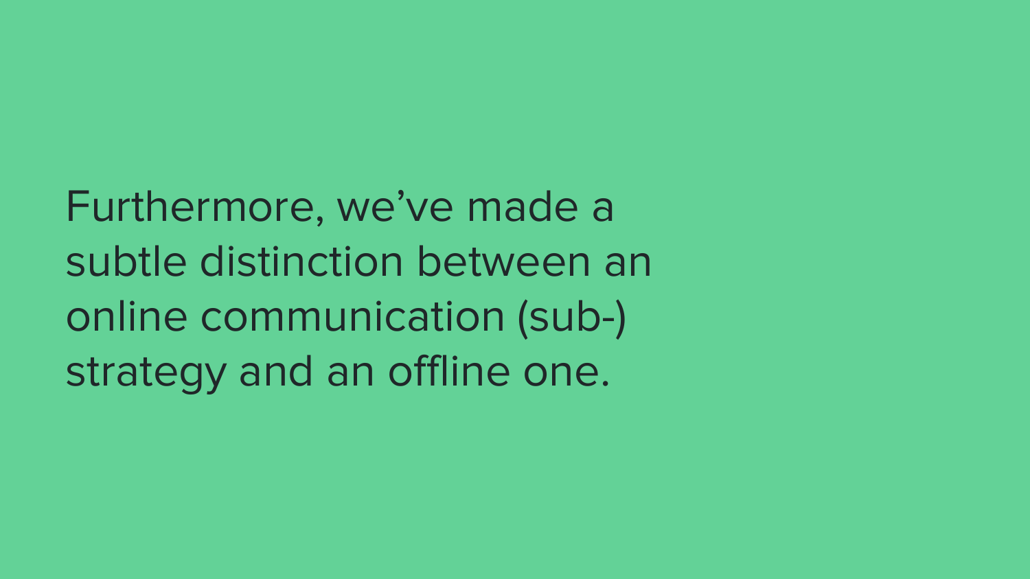Furthermore, we’ve made a subtle distinction between an online communication (sub-) strategy and an offline one.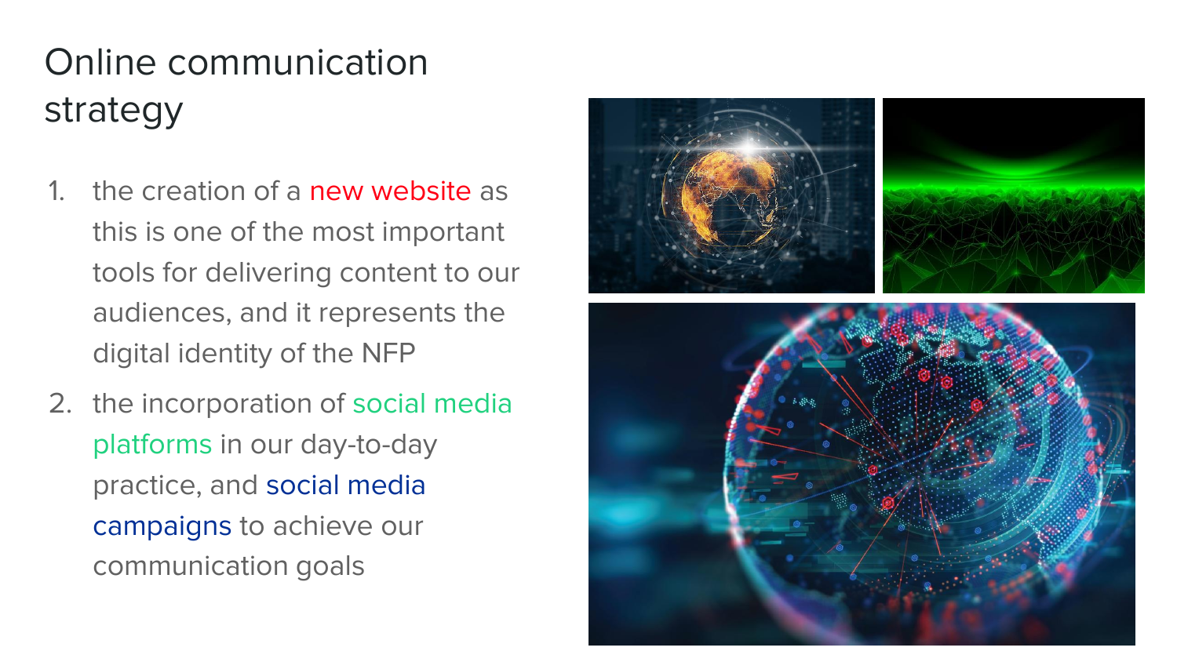# Online communication strategy

1. the creation of a new website as this is one of the most important tools for delivering content to our audiences, and it represents the digital identity of the NFP
2. the incorporation of social media platforms in our day-to-day practice, and social media campaigns to achieve our communication goals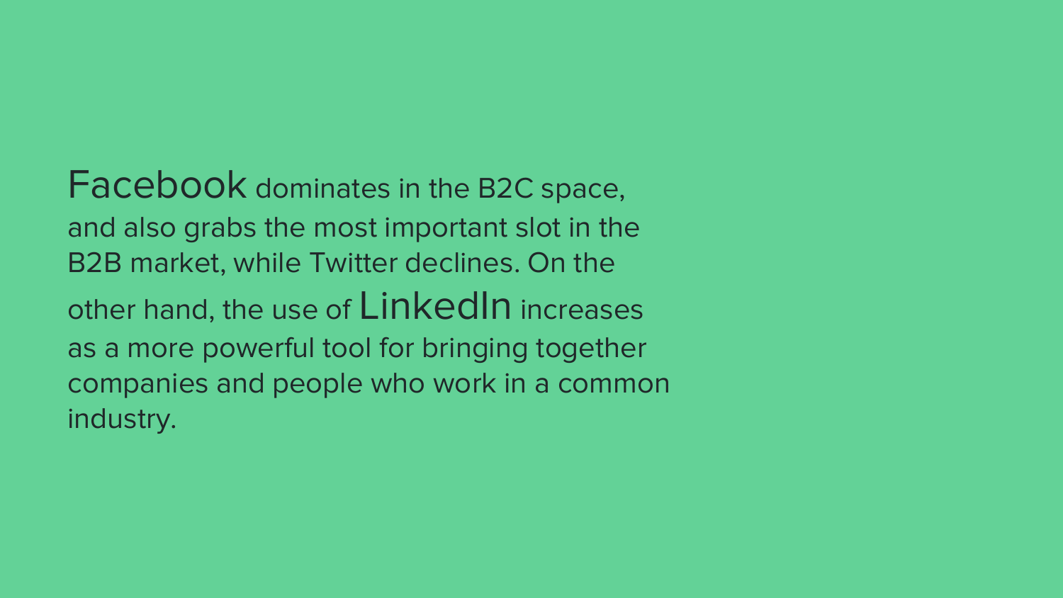Facebook dominates in the B2C space, and also grabs the most important slot in the B2B market, while Twitter declines. On the other hand, the use of LinkedIn increases as a more powerful tool for bringing together companies and people who work in a common industry.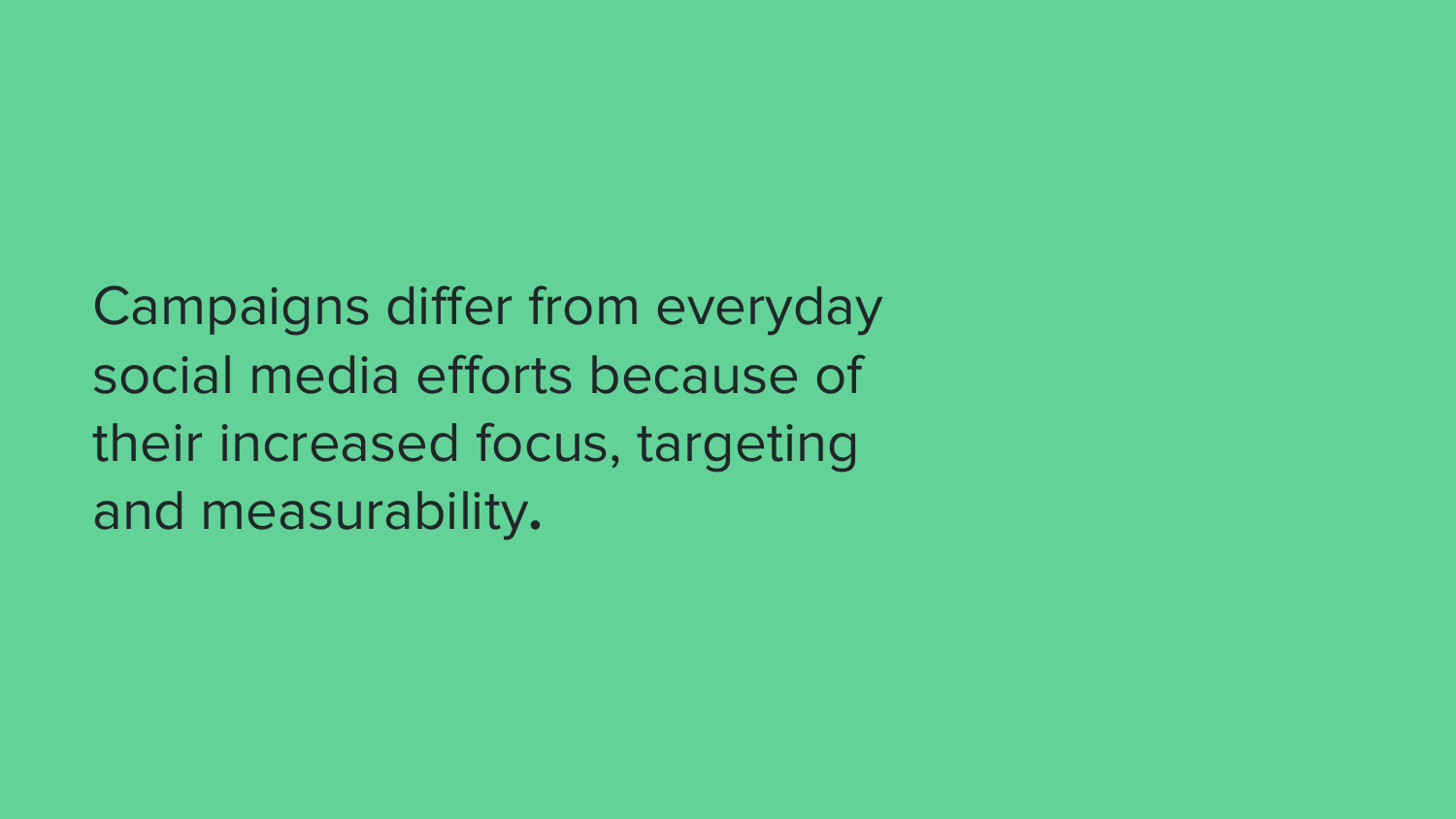Campaigns differ from everyday social media efforts because of their increased focus, targeting and measurability.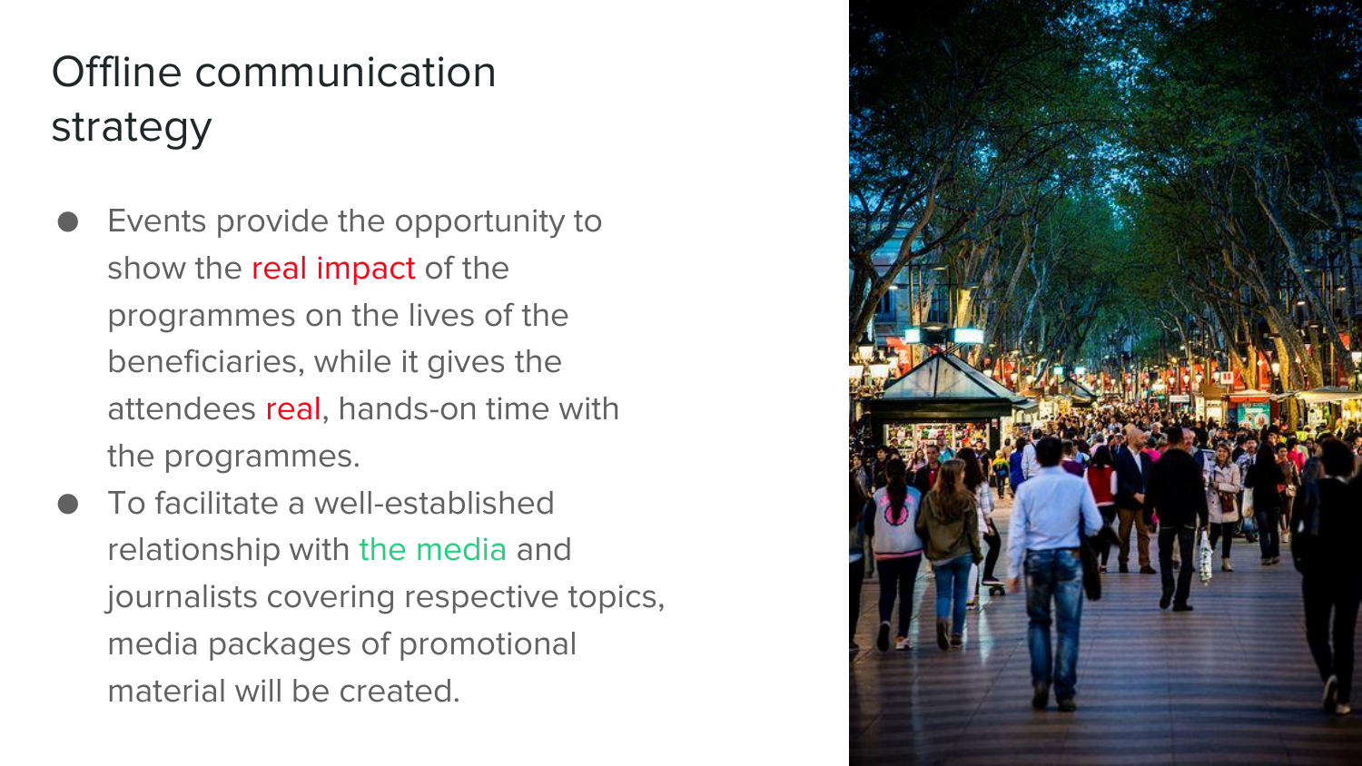# Offline communication strategy

- Events provide the opportunity to show the real impact of the programmes on the lives of the beneficiaries, while it gives the attendees real, hands-on time with the programmes.
- To facilitate a well-established relationship with the media and journalists covering respective topics, media packages of promotional material will be created.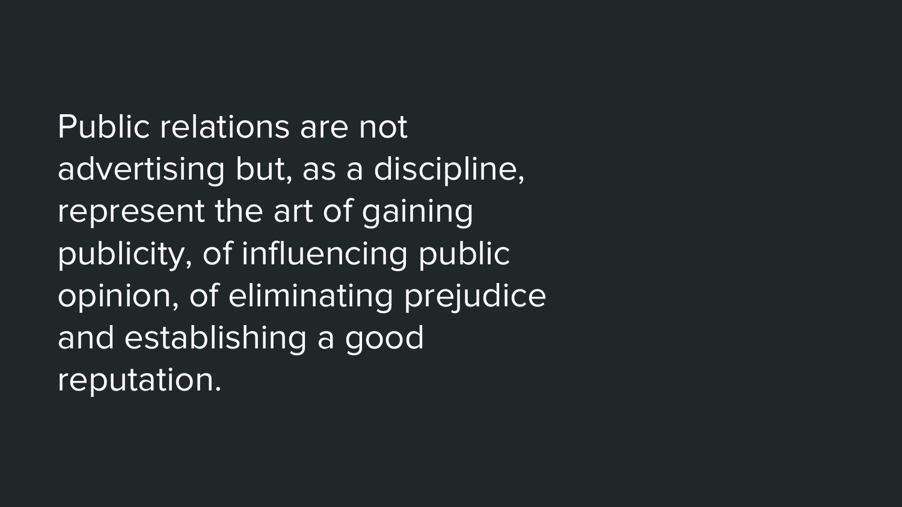Public relations are not advertising but, as a discipline, represent the art of gaining publicity, of influencing public opinion, of eliminating prejudice and establishing a good reputation.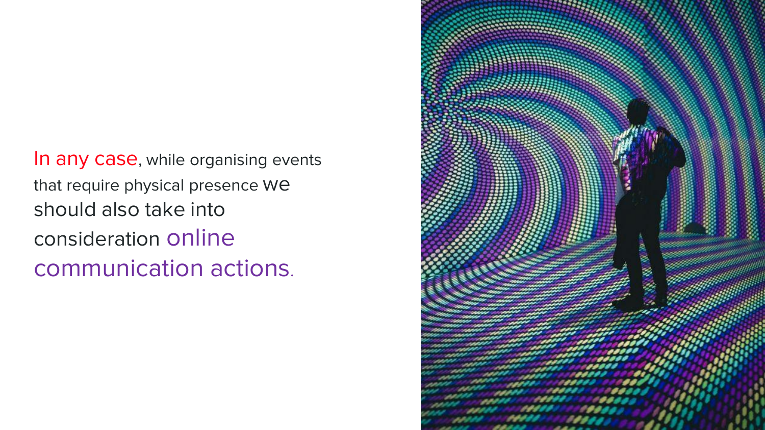In any case, while organising events that require physical presence we should also take into consideration online communication actions.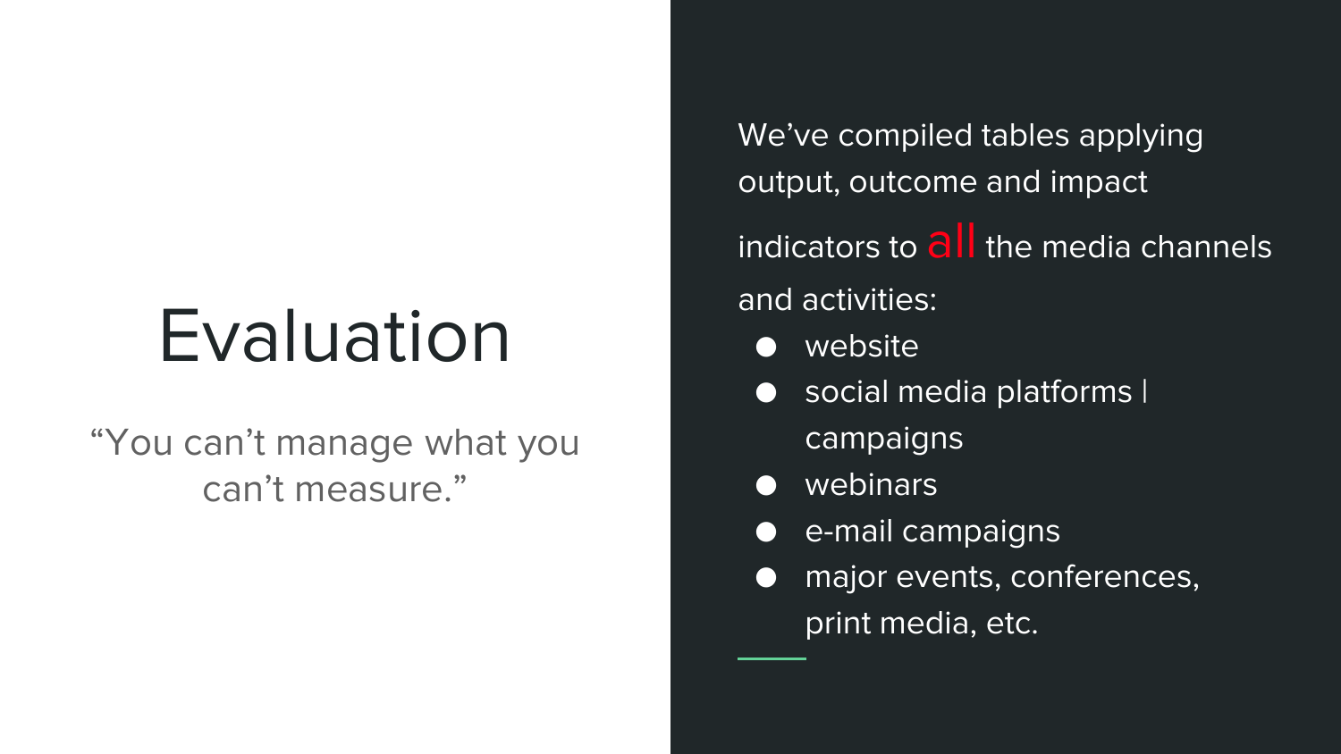# Evaluation

"You can't manage what you can't measure."

We've compiled tables applying output, outcome and impact indicators to all the media channels and activities:

- website
- social media platforms | campaigns
- webinars
- e-mail campaigns
- major events, conferences, print media, etc.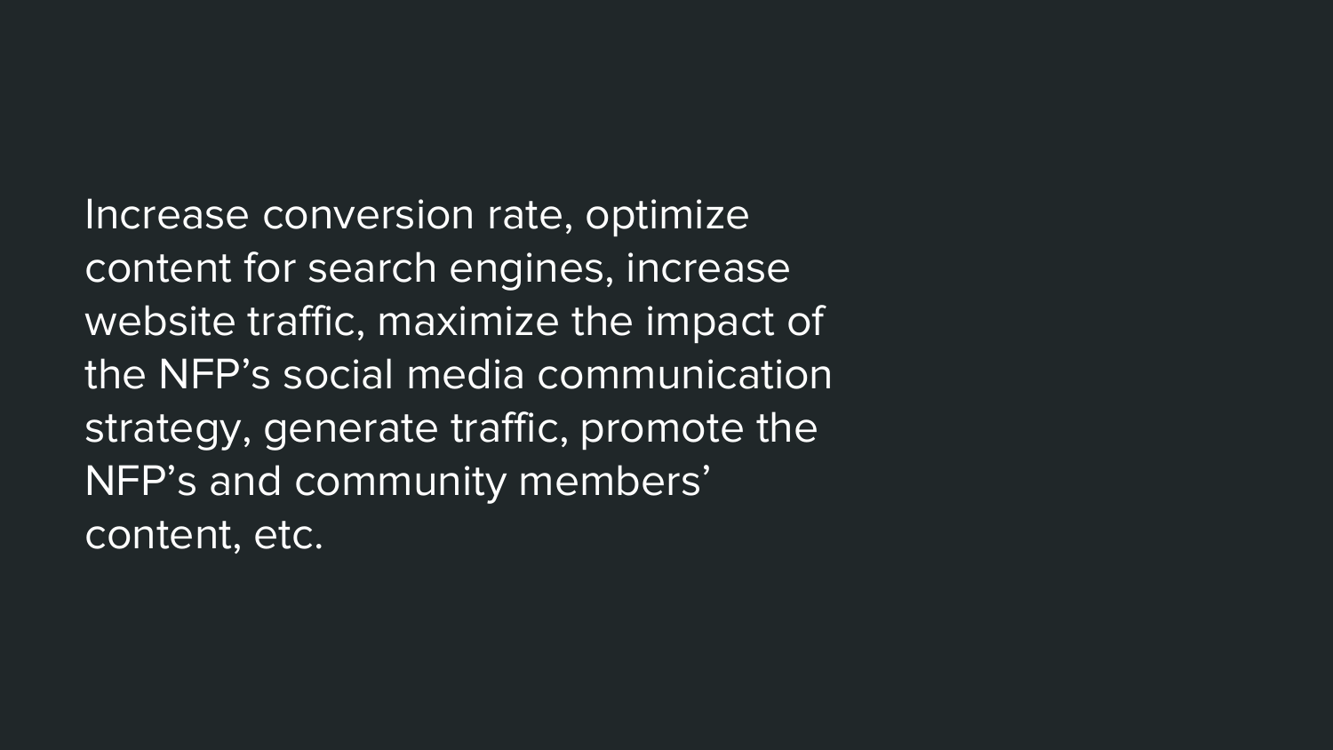Increase conversion rate, optimize content for search engines, increase website traffic, maximize the impact of the NFP’s social media communication strategy, generate traffic, promote the NFP’s and community members’ content, etc.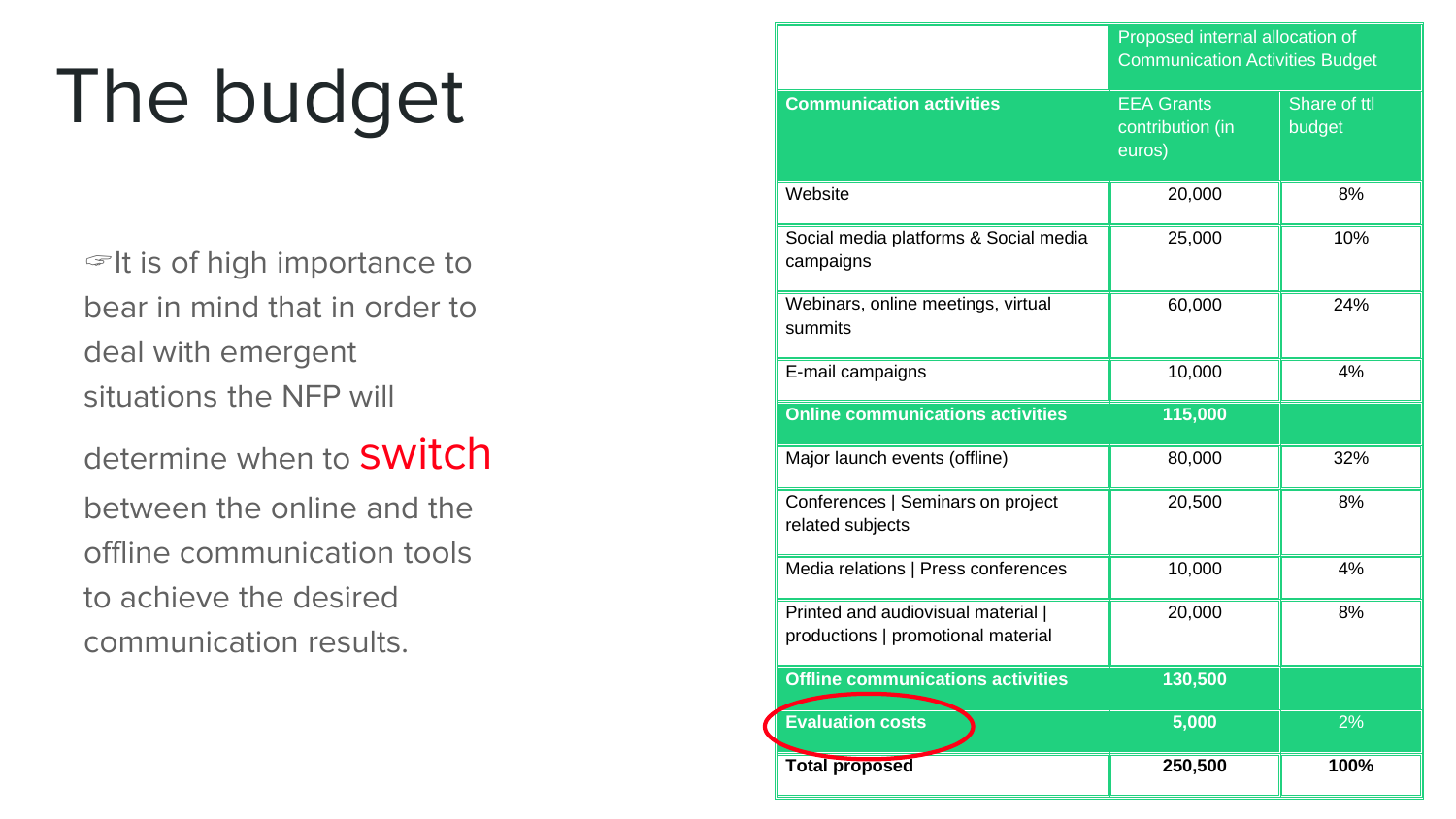# The budget

☞It is of high importance to bear in mind that in order to deal with emergent situations the NFP will determine when to switch between the online and the offline communication tools to achieve the desired communication results.

| | Proposed internal allocation of Communication Activities Budget | |
|---|---|---|
| **Communication activities** | EEA Grants contribution (in euros) | Share of ttl budget |
| Website | 20,000 | 8% |
| Social media platforms & Social media campaigns | 25,000 | 10% |
| Webinars, online meetings, virtual summits | 60,000 | 24% |
| E-mail campaigns | 10,000 | 4% |
| **Online communications activities** | **115,000** | |
| Major launch events (offline) | 80,000 | 32% |
| Conferences \| Seminars on project related subjects | 20,500 | 8% |
| Media relations \| Press conferences | 10,000 | 4% |
| Printed and audiovisual material \| productions \| promotional material | 20,000 | 8% |
| **Offline communications activities** | **130,500** | |
| **Evaluation costs** | **5,000** | 2% |
| **Total proposed** | **250,500** | **100%** |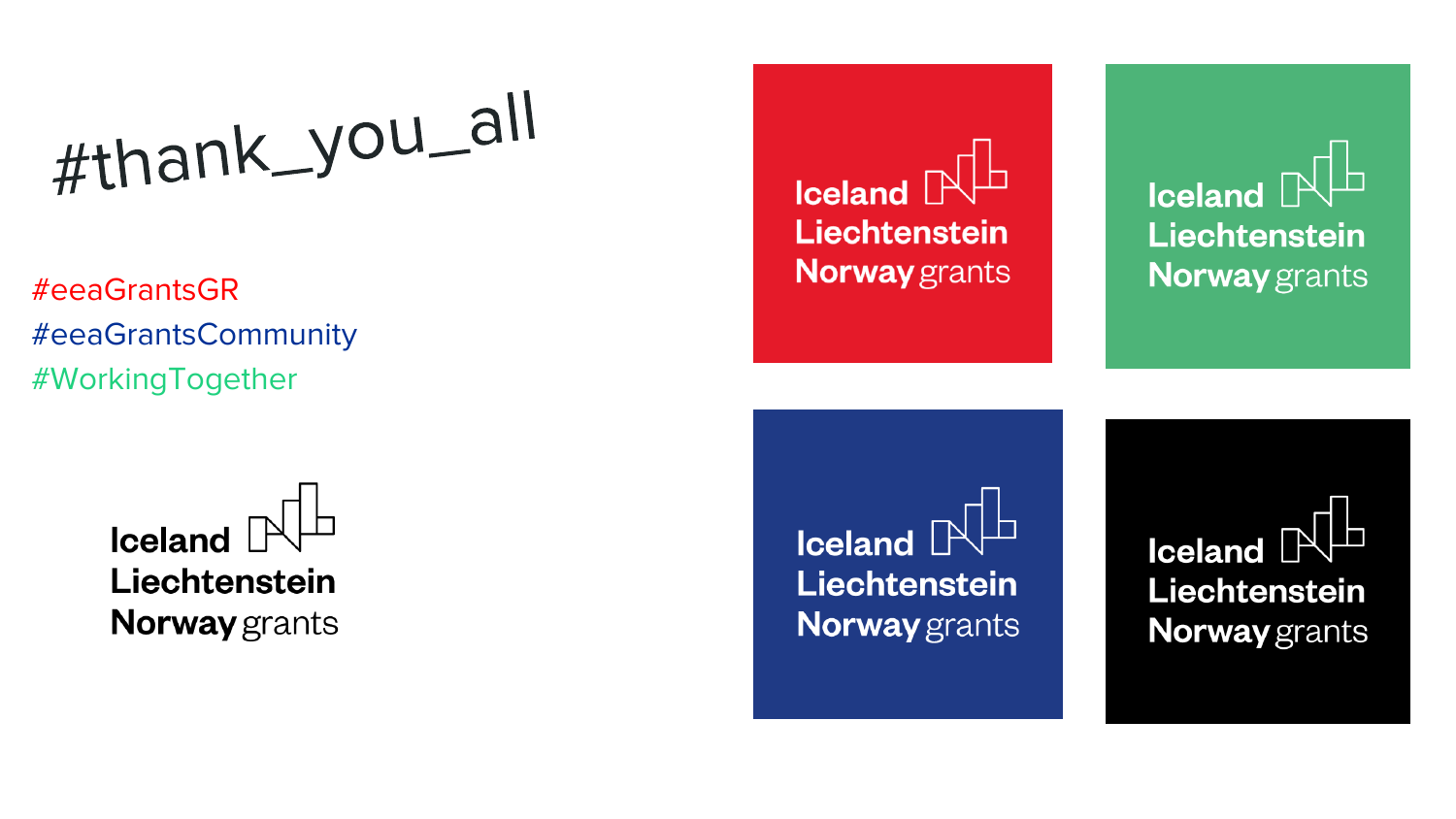#thank_you_all

#eeaGrantsGR
#eeaGrantsCommunity
#WorkingTogether

Iceland Liechtenstein Norway grants

Iceland Liechtenstein Norway grants

Iceland Liechtenstein Norway grants

Iceland Liechtenstein Norway grants

Iceland Liechtenstein Norway grants